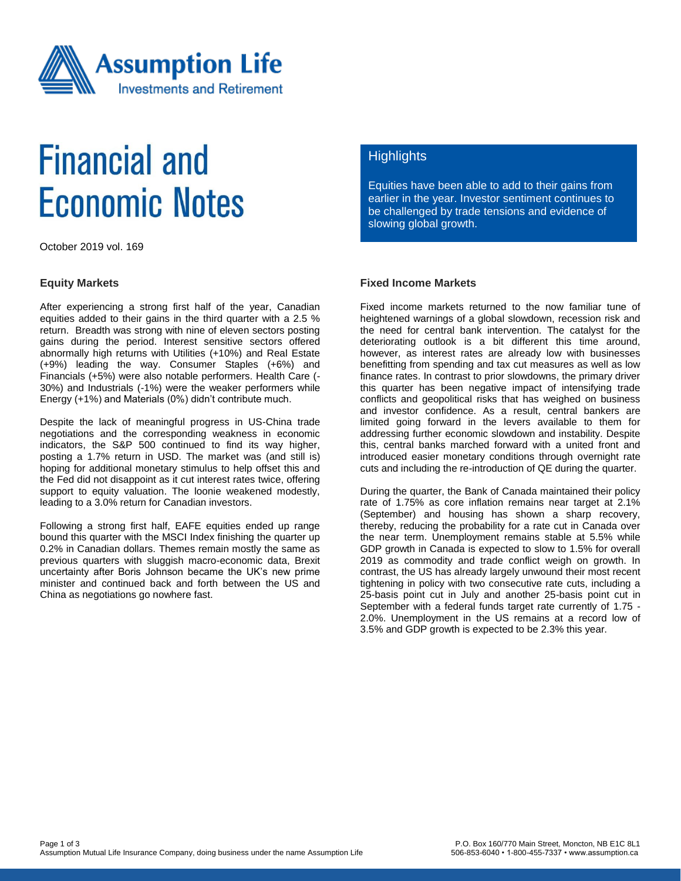# Financial and Economic Notes

October 2019 vol. 169

## Highlights

Equities have been able to add to their gains from earlier in the year. Investor sentiment continues to be challenged by trade tensions and evidence of slowing global growth.

### Equity Markets

After experiencing a strong first half of the year, Canadian equities added to their gains in the third quarter with a 2.5 % return. Breadth was strong with nine of eleven sectors posting gains during the period. Interest sensitive sectors offered abnormally high returns with Utilities (+10%) and Real Estate (+9%) leading the way. Consumer Staples (+6%) and Financials (+5%) were also notable performers. Health Care (-30%) and Industrials (-1%) were the weaker performers while Energy (+1%) and Materials (0%) didn't contribute much.

Despite the lack of meaningful progress in US-China trade negotiations and the corresponding weakness in economic indicators, the S&P 500 continued to find its way higher, posting a 1.7% return in USD. The market was (and still is) hoping for additional monetary stimulus to help offset this and the Fed did not disappoint as it cut interest rates twice, offering support to equity valuation. The loonie weakened modestly, leading to a 3.0% return for Canadian investors.

Following a strong first half, EAFE equities ended up range bound this quarter with the MSCI Index finishing the quarter up 0.2% in Canadian dollars. Themes remain mostly the same as previous quarters with sluggish macro-economic data, Brexit uncertainty after Boris Johnson became the UK's new prime minister and continued back and forth between the US and China as negotiations go nowhere fast.

### Fixed Income Markets

Fixed income markets returned to the now familiar tune of heightened warnings of a global slowdown, recession risk and the need for central bank intervention. The catalyst for the deteriorating outlook is a bit different this time around, however, as interest rates are already low with businesses benefitting from spending and tax cut measures as well as low finance rates. In contrast to prior slowdowns, the primary driver this quarter has been negative impact of intensifying trade conflicts and geopolitical risks that has weighed on business and investor confidence. As a result, central bankers are limited going forward in the levers available to them for addressing further economic slowdown and instability. Despite this, central banks marched forward with a united front and introduced easier monetary conditions through overnight rate cuts and including the re-introduction of QE during the quarter.

During the quarter, the Bank of Canada maintained their policy rate of 1.75% as core inflation remains near target at 2.1% (September) and housing has shown a sharp recovery, thereby, reducing the probability for a rate cut in Canada over the near term. Unemployment remains stable at 5.5% while GDP growth in Canada is expected to slow to 1.5% for overall 2019 as commodity and trade conflict weigh on growth. In contrast, the US has already largely unwound their most recent tightening in policy with two consecutive rate cuts, including a 25-basis point cut in July and another 25-basis point cut in September with a federal funds target rate currently of 1.75 - 2.0%. Unemployment in the US remains at a record low of 3.5% and GDP growth is expected to be 2.3% this year.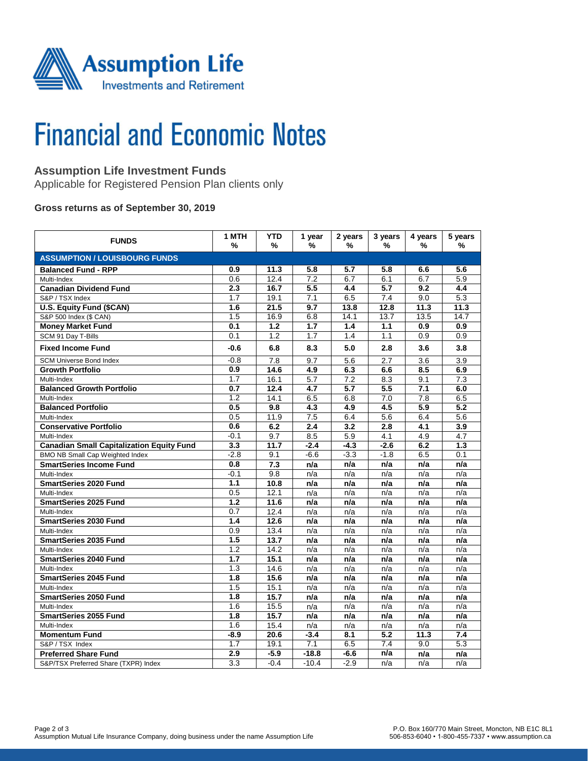# Financial and Economic Notes

## Assumption Life Investment Funds

Applicable for Registered Pension Plan clients only

### Gross returns as of September 30, 2019

| FUNDS | 1 MTH % | YTD % | 1 year % | 2 years % | 3 years % | 4 years % | 5 years % |
|---|---|---|---|---|---|---|---|
| **ASSUMPTION / LOUISBOURG FUNDS** | | | | | | | |
| **Balanced Fund - RPP** | **0.9** | **11.3** | **5.8** | **5.7** | **5.8** | **6.6** | **5.6** |
| Multi-Index | 0.6 | 12.4 | 7.2 | 6.7 | 6.1 | 6.7 | 5.9 |
| **Canadian Dividend Fund** | **2.3** | **16.7** | **5.5** | **4.4** | **5.7** | **9.2** | **4.4** |
| S&P / TSX Index | 1.7 | 19.1 | 7.1 | 6.5 | 7.4 | 9.0 | 5.3 |
| **U.S. Equity Fund ($CAN)** | **1.6** | **21.5** | **9.7** | **13.8** | **12.8** | **11.3** | **11.3** |
| S&P 500 Index ($ CAN) | 1.5 | 16.9 | 6.8 | 14.1 | 13.7 | 13.5 | 14.7 |
| **Money Market Fund** | **0.1** | **1.2** | **1.7** | **1.4** | **1.1** | **0.9** | **0.9** |
| SCM 91 Day T-Bills | 0.1 | 1.2 | 1.7 | 1.4 | 1.1 | 0.9 | 0.9 |
| **Fixed Income Fund** | **-0.6** | **6.8** | **8.3** | **5.0** | **2.8** | **3.6** | **3.8** |
| SCM Universe Bond Index | -0.8 | 7.8 | 9.7 | 5.6 | 2.7 | 3.6 | 3.9 |
| **Growth Portfolio** | **0.9** | **14.6** | **4.9** | **6.3** | **6.6** | **8.5** | **6.9** |
| Multi-Index | 1.7 | 16.1 | 5.7 | 7.2 | 8.3 | 9.1 | 7.3 |
| **Balanced Growth Portfolio** | **0.7** | **12.4** | **4.7** | **5.7** | **5.5** | **7.1** | **6.0** |
| Multi-Index | 1.2 | 14.1 | 6.5 | 6.8 | 7.0 | 7.8 | 6.5 |
| **Balanced Portfolio** | **0.5** | **9.8** | **4.3** | **4.9** | **4.5** | **5.9** | **5.2** |
| Multi-Index | 0.5 | 11.9 | 7.5 | 6.4 | 5.6 | 6.4 | 5.6 |
| **Conservative Portfolio** | **0.6** | **6.2** | **2.4** | **3.2** | **2.8** | **4.1** | **3.9** |
| Multi-Index | -0.1 | 9.7 | 8.5 | 5.9 | 4.1 | 4.9 | 4.7 |
| **Canadian Small Capitalization Equity Fund** | **3.3** | **11.7** | **-2.4** | **-4.3** | **-2.6** | **6.2** | **1.3** |
| BMO NB Small Cap Weighted Index | -2.8 | 9.1 | -6.6 | -3.3 | -1.8 | 6.5 | 0.1 |
| **SmartSeries Income Fund** | **0.8** | **7.3** | **n/a** | **n/a** | **n/a** | **n/a** | **n/a** |
| Multi-Index | -0.1 | 9.8 | n/a | n/a | n/a | n/a | n/a |
| **SmartSeries 2020 Fund** | **1.1** | **10.8** | **n/a** | **n/a** | **n/a** | **n/a** | **n/a** |
| Multi-Index | 0.5 | 12.1 | n/a | n/a | n/a | n/a | n/a |
| **SmartSeries 2025 Fund** | **1.2** | **11.6** | **n/a** | **n/a** | **n/a** | **n/a** | **n/a** |
| Multi-Index | 0.7 | 12.4 | n/a | n/a | n/a | n/a | n/a |
| **SmartSeries 2030 Fund** | **1.4** | **12.6** | **n/a** | **n/a** | **n/a** | **n/a** | **n/a** |
| Multi-Index | 0.9 | 13.4 | n/a | n/a | n/a | n/a | n/a |
| **SmartSeries 2035 Fund** | **1.5** | **13.7** | **n/a** | **n/a** | **n/a** | **n/a** | **n/a** |
| Multi-Index | 1.2 | 14.2 | n/a | n/a | n/a | n/a | n/a |
| **SmartSeries 2040 Fund** | **1.7** | **15.1** | **n/a** | **n/a** | **n/a** | **n/a** | **n/a** |
| Multi-Index | 1.3 | 14.6 | n/a | n/a | n/a | n/a | n/a |
| **SmartSeries 2045 Fund** | **1.8** | **15.6** | **n/a** | **n/a** | **n/a** | **n/a** | **n/a** |
| Multi-Index | 1.5 | 15.1 | n/a | n/a | n/a | n/a | n/a |
| **SmartSeries 2050 Fund** | **1.8** | **15.7** | **n/a** | **n/a** | **n/a** | **n/a** | **n/a** |
| Multi-Index | 1.6 | 15.5 | n/a | n/a | n/a | n/a | n/a |
| **SmartSeries 2055 Fund** | **1.8** | **15.7** | **n/a** | **n/a** | **n/a** | **n/a** | **n/a** |
| Multi-Index | 1.6 | 15.4 | n/a | n/a | n/a | n/a | n/a |
| **Momentum Fund** | **-8.9** | **20.6** | **-3.4** | **8.1** | **5.2** | **11.3** | **7.4** |
| S&P / TSX Index | 1.7 | 19.1 | 6.5 | 7.4 | 9.0 | 5.3 | |
| **Preferred Share Fund** | **2.9** | **-5.9** | **-18.8** | **-6.6** | **n/a** | **n/a** | **n/a** |
| S&P/TSX Preferred Share (TXPR) Index | 3.3 | -0.4 | -10.4 | -2.9 | n/a | n/a | n/a |

Assumption Mutual Life Insurance Company, doing business under the name Assumption Life

P.O. Box 160/770 Main Street, Moncton, NB E1C 8L1
506-853-6040 • 1-800-455-7337 • www.assumption.ca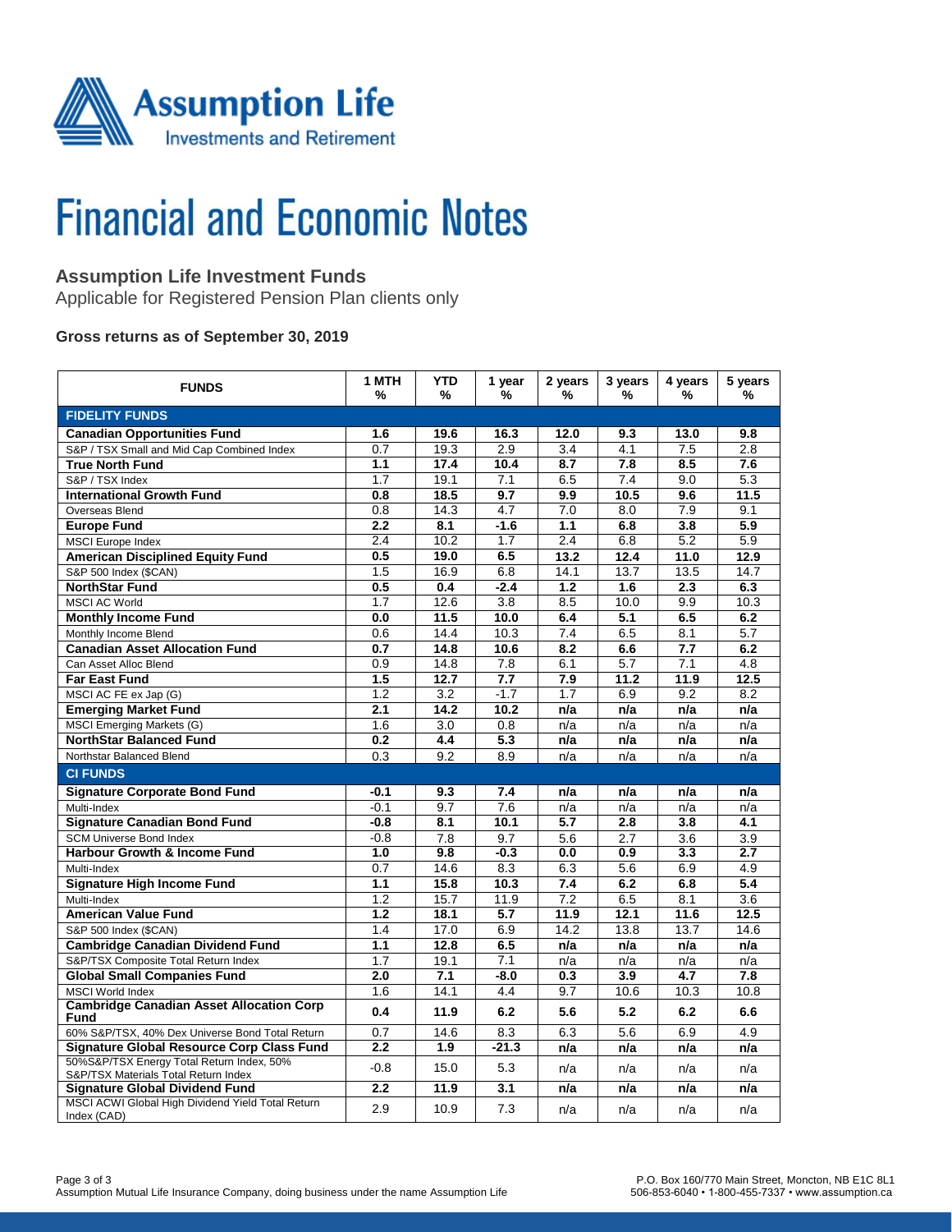# Financial and Economic Notes

## Assumption Life Investment Funds

Applicable for Registered Pension Plan clients only

### Gross returns as of September 30, 2019

| FUNDS | 1 MTH % | YTD % | 1 year % | 2 years % | 3 years % | 4 years % | 5 years % |
|---|---|---|---|---|---|---|---|
| **FIDELITY FUNDS** | | | | | | | |
| **Canadian Opportunities Fund** | **1.6** | **19.6** | **16.3** | **12.0** | **9.3** | **13.0** | **9.8** |
| S&P / TSX Small and Mid Cap Combined Index | 0.7 | 19.3 | 2.9 | 3.4 | 4.1 | 7.5 | 2.8 |
| **True North Fund** | **1.1** | **17.4** | **10.4** | **8.7** | **7.8** | **8.5** | **7.6** |
| S&P / TSX Index | 1.7 | 19.1 | 7.1 | 6.5 | 7.4 | 9.0 | 5.3 |
| **International Growth Fund** | **0.8** | **18.5** | **9.7** | **9.9** | **10.5** | **9.6** | **11.5** |
| Overseas Blend | 0.8 | 14.3 | 4.7 | 7.0 | 8.0 | 7.9 | 9.1 |
| **Europe Fund** | **2.2** | **8.1** | **-1.6** | **1.1** | **6.8** | **3.8** | **5.9** |
| MSCI Europe Index | 2.4 | 10.2 | 1.7 | 2.4 | 6.8 | 5.2 | 5.9 |
| **American Disciplined Equity Fund** | **0.5** | **19.0** | **6.5** | **13.2** | **12.4** | **11.0** | **12.9** |
| S&P 500 Index ($CAN) | 1.5 | 16.9 | 6.8 | 14.1 | 13.7 | 13.5 | 14.7 |
| **NorthStar Fund** | **0.5** | **0.4** | **-2.4** | **1.2** | **1.6** | **2.3** | **6.3** |
| MSCI AC World | 1.7 | 12.6 | 3.8 | 8.5 | 10.0 | 9.9 | 10.3 |
| **Monthly Income Fund** | **0.0** | **11.5** | **10.0** | **6.4** | **5.1** | **6.5** | **6.2** |
| Monthly Income Blend | 0.6 | 14.4 | 10.3 | 7.4 | 6.5 | 8.1 | 5.7 |
| **Canadian Asset Allocation Fund** | **0.7** | **14.8** | **10.6** | **8.2** | **6.6** | **7.7** | **6.2** |
| Can Asset Alloc Blend | 0.9 | 14.8 | 7.8 | 6.1 | 5.7 | 7.1 | 4.8 |
| **Far East Fund** | **1.5** | **12.7** | **7.7** | **7.9** | **11.2** | **11.9** | **12.5** |
| MSCI AC FE ex Jap (G) | 1.2 | 3.2 | -1.7 | 1.7 | 6.9 | 9.2 | 8.2 |
| **Emerging Market Fund** | **2.1** | **14.2** | **10.2** | **n/a** | **n/a** | **n/a** | **n/a** |
| MSCI Emerging Markets (G) | 1.6 | 3.0 | 0.8 | n/a | n/a | n/a | n/a |
| **NorthStar Balanced Fund** | **0.2** | **4.4** | **5.3** | **n/a** | **n/a** | **n/a** | **n/a** |
| Northstar Balanced Blend | 0.3 | 9.2 | 8.9 | n/a | n/a | n/a | n/a |
| **CI FUNDS** | | | | | | | |
| **Signature Corporate Bond Fund** | **-0.1** | **9.3** | **7.4** | **n/a** | **n/a** | **n/a** | **n/a** |
| Multi-Index | -0.1 | 9.7 | 7.6 | n/a | n/a | n/a | n/a |
| **Signature Canadian Bond Fund** | **-0.8** | **8.1** | **10.1** | **5.7** | **2.8** | **3.8** | **4.1** |
| SCM Universe Bond Index | -0.8 | 7.8 | 9.7 | 5.6 | 2.7 | 3.6 | 3.9 |
| **Harbour Growth & Income Fund** | **1.0** | **9.8** | **-0.3** | **0.0** | **0.9** | **3.3** | **2.7** |
| Multi-Index | 0.7 | 14.6 | 8.3 | 6.3 | 5.6 | 6.9 | 4.9 |
| **Signature High Income Fund** | **1.1** | **15.8** | **10.3** | **7.4** | **6.2** | **6.8** | **5.4** |
| Multi-Index | 1.2 | 15.7 | 11.9 | 7.2 | 6.5 | 8.1 | 3.6 |
| **American Value Fund** | **1.2** | **18.1** | **5.7** | **11.9** | **12.1** | **11.6** | **12.5** |
| S&P 500 Index ($CAN) | 1.4 | 17.0 | 6.9 | 14.2 | 13.8 | 13.7 | 14.6 |
| **Cambridge Canadian Dividend Fund** | **1.1** | **12.8** | **6.5** | **n/a** | **n/a** | **n/a** | **n/a** |
| S&P/TSX Composite Total Return Index | 1.7 | 19.1 | 7.1 | n/a | n/a | n/a | n/a |
| **Global Small Companies Fund** | **2.0** | **7.1** | **-8.0** | **0.3** | **3.9** | **4.7** | **7.8** |
| MSCI World Index | 1.6 | 14.1 | 4.4 | 9.7 | 10.6 | 10.3 | 10.8 |
| **Cambridge Canadian Asset Allocation Corp Fund** | **0.4** | **11.9** | **6.2** | **5.6** | **5.2** | **6.2** | **6.6** |
| 60% S&P/TSX, 40% Dex Universe Bond Total Return | 0.7 | 14.6 | 8.3 | 6.3 | 5.6 | 6.9 | 4.9 |
| **Signature Global Resource Corp Class Fund** | **2.2** | **1.9** | **-21.3** | **n/a** | **n/a** | **n/a** | **n/a** |
| 50%S&P/TSX Energy Total Return Index, 50% S&P/TSX Materials Total Return Index | -0.8 | 15.0 | 5.3 | n/a | n/a | n/a | n/a |
| **Signature Global Dividend Fund** | **2.2** | **11.9** | **3.1** | **n/a** | **n/a** | **n/a** | **n/a** |
| MSCI ACWI Global High Dividend Yield Total Return Index (CAD) | 2.9 | 10.9 | 7.3 | n/a | n/a | n/a | n/a |

Assumption Mutual Life Insurance Company, doing business under the name Assumption Life

P.O. Box 160/770 Main Street, Moncton, NB E1C 8L1
506-853-6040 • 1-800-455-7337 • www.assumption.ca